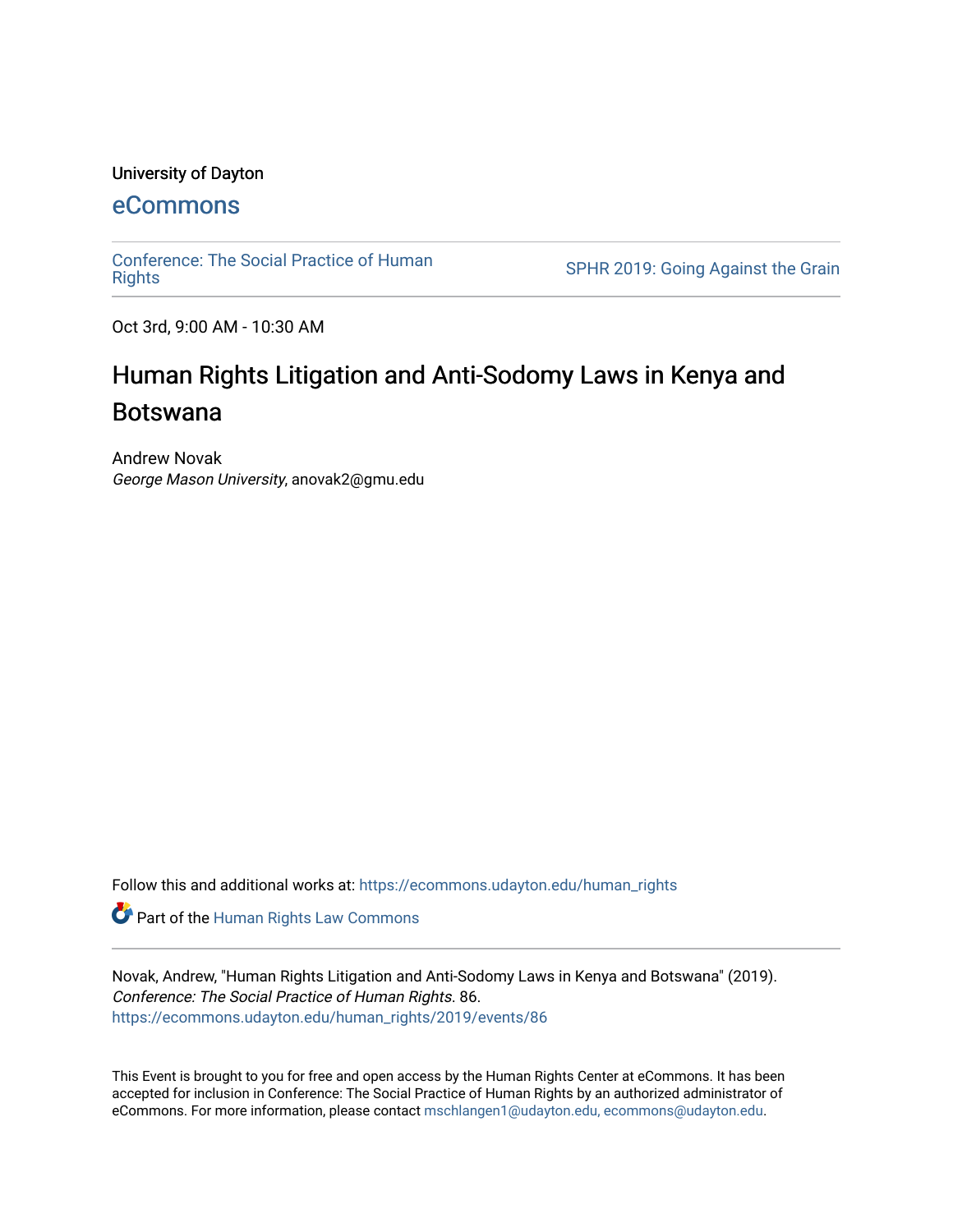University of Dayton

# eCommons

Conference: The Social Practice of Human Rights

SPHR 2019: Going Against the Grain

Oct 3rd, 9:00 AM - 10:30 AM

## Human Rights Litigation and Anti-Sodomy Laws in Kenya and Botswana

Andrew Novak
*George Mason University*, anovak2@gmu.edu

Follow this and additional works at: https://ecommons.udayton.edu/human_rights

Part of the Human Rights Law Commons

Novak, Andrew, "Human Rights Litigation and Anti-Sodomy Laws in Kenya and Botswana" (2019). *Conference: The Social Practice of Human Rights*. 86.
https://ecommons.udayton.edu/human_rights/2019/events/86

This Event is brought to you for free and open access by the Human Rights Center at eCommons. It has been accepted for inclusion in Conference: The Social Practice of Human Rights by an authorized administrator of eCommons. For more information, please contact mschlangen1@udayton.edu, ecommons@udayton.edu.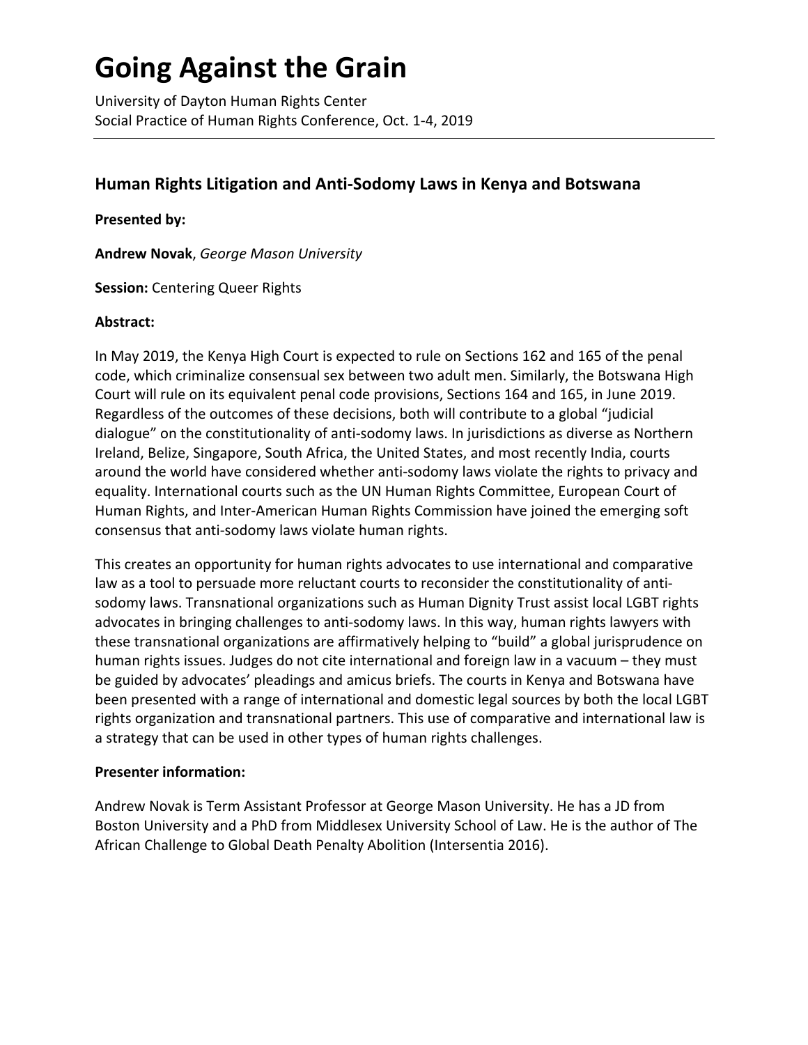# Going Against the Grain

University of Dayton Human Rights Center
Social Practice of Human Rights Conference, Oct. 1-4, 2019

---

## Human Rights Litigation and Anti-Sodomy Laws in Kenya and Botswana

**Presented by:**

**Andrew Novak**, *George Mason University*

**Session:** Centering Queer Rights

**Abstract:**

In May 2019, the Kenya High Court is expected to rule on Sections 162 and 165 of the penal code, which criminalize consensual sex between two adult men. Similarly, the Botswana High Court will rule on its equivalent penal code provisions, Sections 164 and 165, in June 2019. Regardless of the outcomes of these decisions, both will contribute to a global "judicial dialogue" on the constitutionality of anti-sodomy laws. In jurisdictions as diverse as Northern Ireland, Belize, Singapore, South Africa, the United States, and most recently India, courts around the world have considered whether anti-sodomy laws violate the rights to privacy and equality. International courts such as the UN Human Rights Committee, European Court of Human Rights, and Inter-American Human Rights Commission have joined the emerging soft consensus that anti-sodomy laws violate human rights.

This creates an opportunity for human rights advocates to use international and comparative law as a tool to persuade more reluctant courts to reconsider the constitutionality of anti-sodomy laws. Transnational organizations such as Human Dignity Trust assist local LGBT rights advocates in bringing challenges to anti-sodomy laws. In this way, human rights lawyers with these transnational organizations are affirmatively helping to "build" a global jurisprudence on human rights issues. Judges do not cite international and foreign law in a vacuum – they must be guided by advocates' pleadings and amicus briefs. The courts in Kenya and Botswana have been presented with a range of international and domestic legal sources by both the local LGBT rights organization and transnational partners. This use of comparative and international law is a strategy that can be used in other types of human rights challenges.

**Presenter information:**

Andrew Novak is Term Assistant Professor at George Mason University. He has a JD from Boston University and a PhD from Middlesex University School of Law. He is the author of The African Challenge to Global Death Penalty Abolition (Intersentia 2016).